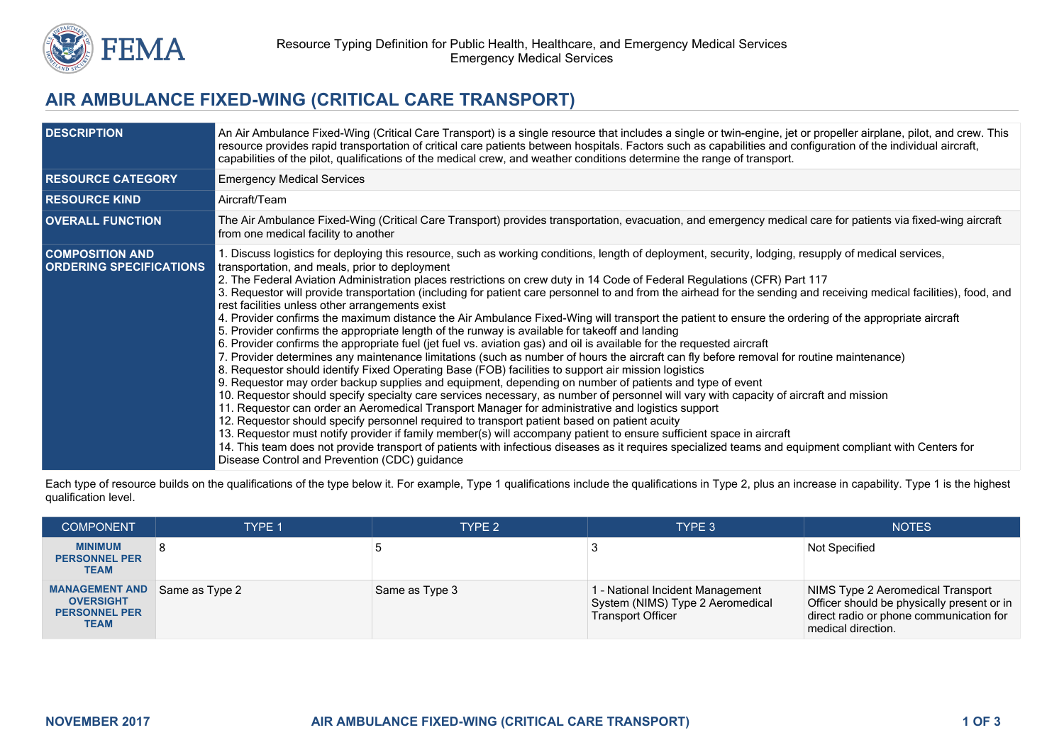Resource Typing Definition for Public Health, Healthcare, and Emergency Medical Services
Emergency Medical Services

# AIR AMBULANCE FIXED-WING (CRITICAL CARE TRANSPORT)

| | |
|---|---|
| **DESCRIPTION** | An Air Ambulance Fixed-Wing (Critical Care Transport) is a single resource that includes a single or twin-engine, jet or propeller airplane, pilot, and crew. This resource provides rapid transportation of critical care patients between hospitals. Factors such as capabilities and configuration of the individual aircraft, capabilities of the pilot, qualifications of the medical crew, and weather conditions determine the range of transport. |
| **RESOURCE CATEGORY** | Emergency Medical Services |
| **RESOURCE KIND** | Aircraft/Team |
| **OVERALL FUNCTION** | The Air Ambulance Fixed-Wing (Critical Care Transport) provides transportation, evacuation, and emergency medical care for patients via fixed-wing aircraft from one medical facility to another |
| **COMPOSITION AND ORDERING SPECIFICATIONS** | 1. Discuss logistics for deploying this resource, such as working conditions, length of deployment, security, lodging, resupply of medical services, transportation, and meals, prior to deployment<br>2. The Federal Aviation Administration places restrictions on crew duty in 14 Code of Federal Regulations (CFR) Part 117<br>3. Requestor will provide transportation (including for patient care personnel to and from the airhead for the sending and receiving medical facilities), food, and rest facilities unless other arrangements exist<br>4. Provider confirms the maximum distance the Air Ambulance Fixed-Wing will transport the patient to ensure the ordering of the appropriate aircraft<br>5. Provider confirms the appropriate length of the runway is available for takeoff and landing<br>6. Provider confirms the appropriate fuel (jet fuel vs. aviation gas) and oil is available for the requested aircraft<br>7. Provider determines any maintenance limitations (such as number of hours the aircraft can fly before removal for routine maintenance)<br>8. Requestor should identify Fixed Operating Base (FOB) facilities to support air mission logistics<br>9. Requestor may order backup supplies and equipment, depending on number of patients and type of event<br>10. Requestor should specify specialty care services necessary, as number of personnel will vary with capacity of aircraft and mission<br>11. Requestor can order an Aeromedical Transport Manager for administrative and logistics support<br>12. Requestor should specify personnel required to transport patient based on patient acuity<br>13. Requestor must notify provider if family member(s) will accompany patient to ensure sufficient space in aircraft<br>14. This team does not provide transport of patients with infectious diseases as it requires specialized teams and equipment compliant with Centers for Disease Control and Prevention (CDC) guidance |

Each type of resource builds on the qualifications of the type below it. For example, Type 1 qualifications include the qualifications in Type 2, plus an increase in capability. Type 1 is the highest qualification level.

| COMPONENT | TYPE 1 | TYPE 2 | TYPE 3 | NOTES |
|---|---|---|---|---|
| **MINIMUM PERSONNEL PER TEAM** | 8 | 5 | 3 | Not Specified |
| **MANAGEMENT AND OVERSIGHT PERSONNEL PER TEAM** | Same as Type 2 | Same as Type 3 | 1 - National Incident Management System (NIMS) Type 2 Aeromedical Transport Officer | NIMS Type 2 Aeromedical Transport Officer should be physically present or in direct radio or phone communication for medical direction. |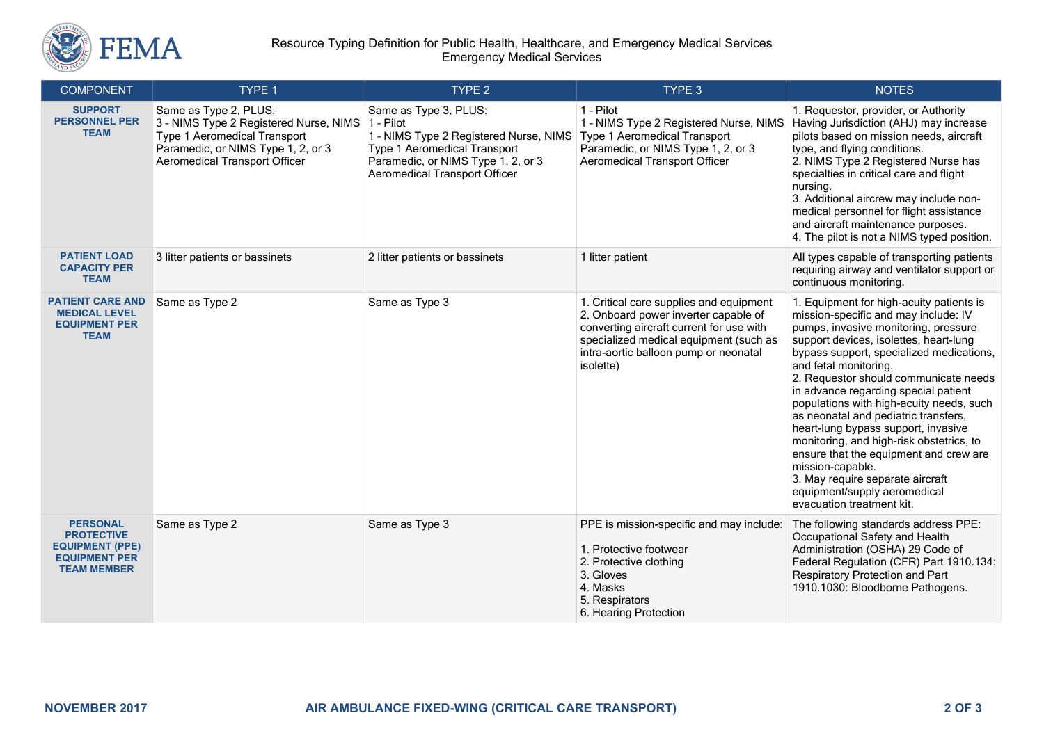Resource Typing Definition for Public Health, Healthcare, and Emergency Medical Services
Emergency Medical Services

| COMPONENT | TYPE 1 | TYPE 2 | TYPE 3 | NOTES |
| --- | --- | --- | --- | --- |
| **SUPPORT PERSONNEL PER TEAM** | Same as Type 2, PLUS:<br>3 - NIMS Type 2 Registered Nurse, NIMS Type 1 Aeromedical Transport Paramedic, or NIMS Type 1, 2, or 3 Aeromedical Transport Officer | Same as Type 3, PLUS:<br>1 - Pilot<br>1 - NIMS Type 2 Registered Nurse, NIMS Type 1 Aeromedical Transport Paramedic, or NIMS Type 1, 2, or 3 Aeromedical Transport Officer | 1 - Pilot<br>1 - NIMS Type 2 Registered Nurse, NIMS Type 1 Aeromedical Transport Paramedic, or NIMS Type 1, 2, or 3 Aeromedical Transport Officer | 1. Requestor, provider, or Authority Having Jurisdiction (AHJ) may increase pilots based on mission needs, aircraft type, and flying conditions.<br>2. NIMS Type 2 Registered Nurse has specialties in critical care and flight nursing.<br>3. Additional aircrew may include non-medical personnel for flight assistance and aircraft maintenance purposes.<br>4. The pilot is not a NIMS typed position. |
| **PATIENT LOAD CAPACITY PER TEAM** | 3 litter patients or bassinets | 2 litter patients or bassinets | 1 litter patient | All types capable of transporting patients requiring airway and ventilator support or continuous monitoring. |
| **PATIENT CARE AND MEDICAL LEVEL EQUIPMENT PER TEAM** | Same as Type 2 | Same as Type 3 | 1. Critical care supplies and equipment<br>2. Onboard power inverter capable of converting aircraft current for use with specialized medical equipment (such as intra-aortic balloon pump or neonatal isolette) | 1. Equipment for high-acuity patients is mission-specific and may include: IV pumps, invasive monitoring, pressure support devices, isolettes, heart-lung bypass support, specialized medications, and fetal monitoring.<br>2. Requestor should communicate needs in advance regarding special patient populations with high-acuity needs, such as neonatal and pediatric transfers, heart-lung bypass support, invasive monitoring, and high-risk obstetrics, to ensure that the equipment and crew are mission-capable.<br>3. May require separate aircraft equipment/supply aeromedical evacuation treatment kit. |
| **PERSONAL PROTECTIVE EQUIPMENT (PPE) EQUIPMENT PER TEAM MEMBER** | Same as Type 2 | Same as Type 3 | PPE is mission-specific and may include:<br><br>1. Protective footwear<br>2. Protective clothing<br>3. Gloves<br>4. Masks<br>5. Respirators<br>6. Hearing Protection | The following standards address PPE: Occupational Safety and Health Administration (OSHA) 29 Code of Federal Regulation (CFR) Part 1910.134: Respiratory Protection and Part 1910.1030: Bloodborne Pathogens. |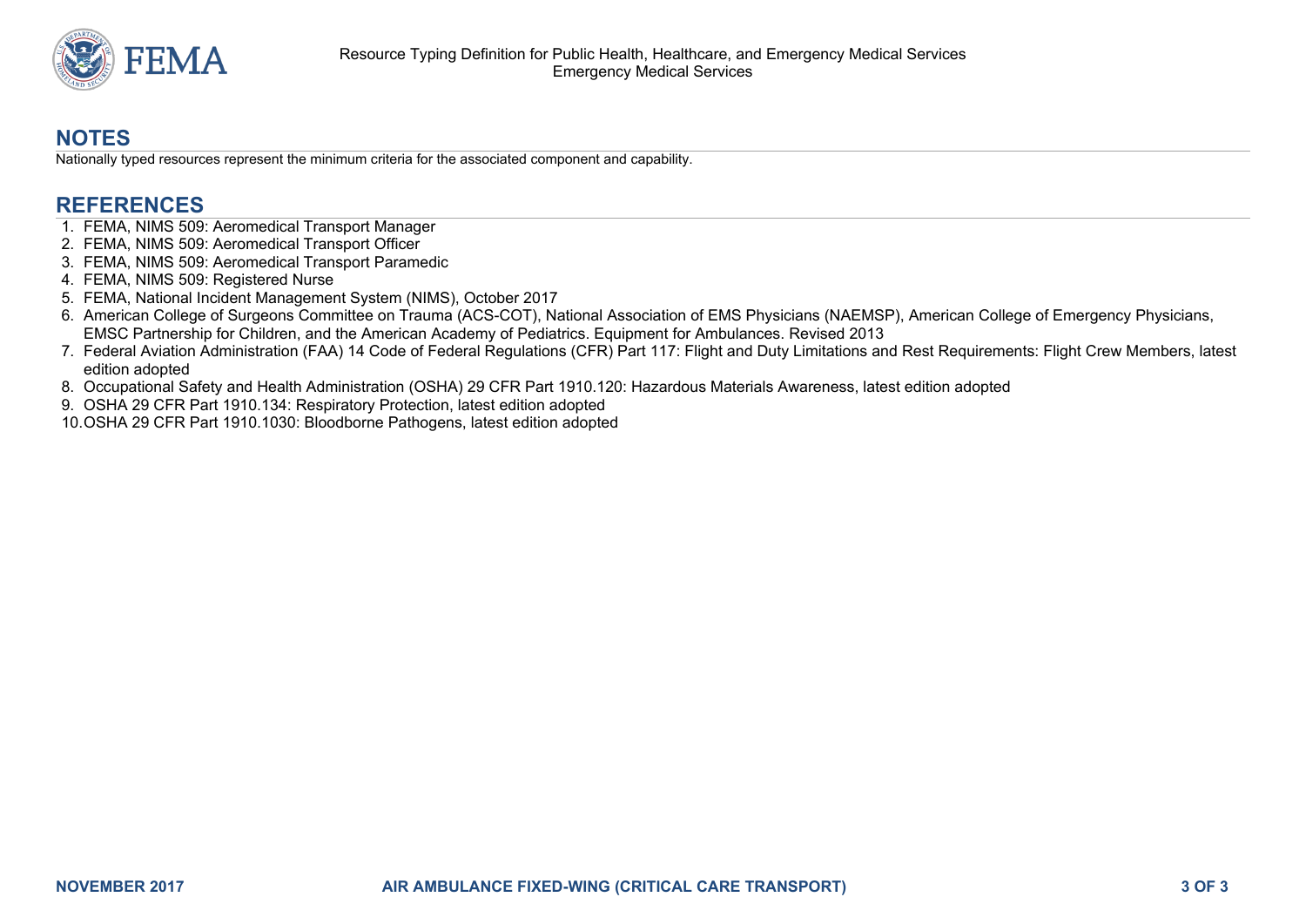## NOTES

Nationally typed resources represent the minimum criteria for the associated component and capability.

## REFERENCES

1. FEMA, NIMS 509: Aeromedical Transport Manager
2. FEMA, NIMS 509: Aeromedical Transport Officer
3. FEMA, NIMS 509: Aeromedical Transport Paramedic
4. FEMA, NIMS 509: Registered Nurse
5. FEMA, National Incident Management System (NIMS), October 2017
6. American College of Surgeons Committee on Trauma (ACS-COT), National Association of EMS Physicians (NAEMSP), American College of Emergency Physicians, EMSC Partnership for Children, and the American Academy of Pediatrics. Equipment for Ambulances. Revised 2013
7. Federal Aviation Administration (FAA) 14 Code of Federal Regulations (CFR) Part 117: Flight and Duty Limitations and Rest Requirements: Flight Crew Members, latest edition adopted
8. Occupational Safety and Health Administration (OSHA) 29 CFR Part 1910.120: Hazardous Materials Awareness, latest edition adopted
9. OSHA 29 CFR Part 1910.134: Respiratory Protection, latest edition adopted
10. OSHA 29 CFR Part 1910.1030: Bloodborne Pathogens, latest edition adopted